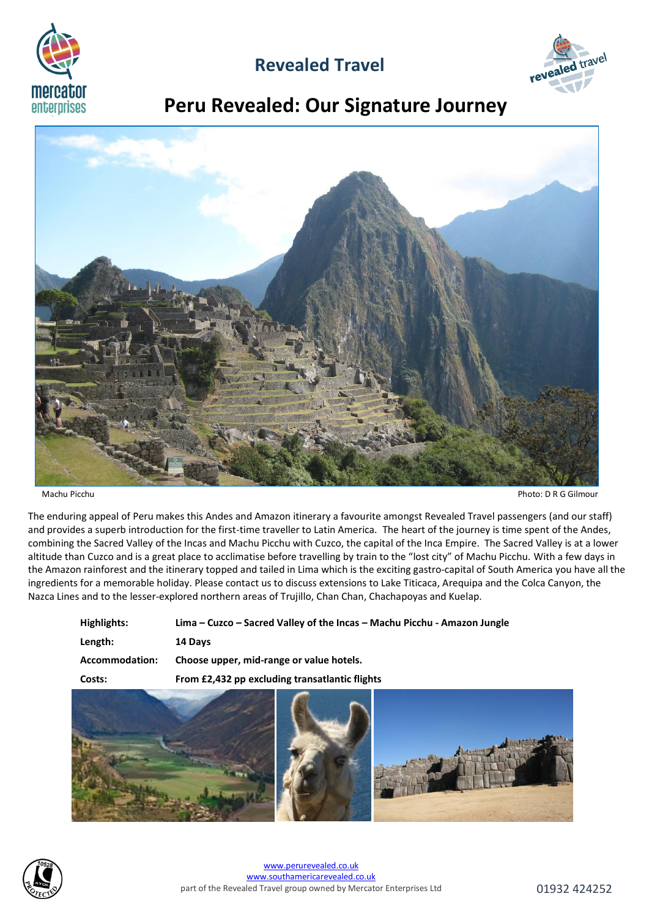# Revealed Travel

## Peru Revealed: Our Signature Journey

Machu Picchu

Photo: D R G Gilmour

The enduring appeal of Peru makes this Andes and Amazon itinerary a favourite amongst Revealed Travel passengers (and our staff) and provides a superb introduction for the first-time traveller to Latin America. The heart of the journey is time spent of the Andes, combining the Sacred Valley of the Incas and Machu Picchu with Cuzco, the capital of the Inca Empire. The Sacred Valley is at a lower altitude than Cuzco and is a great place to acclimatise before travelling by train to the "lost city" of Machu Picchu. With a few days in the Amazon rainforest and the itinerary topped and tailed in Lima which is the exciting gastro-capital of South America you have all the ingredients for a memorable holiday. Please contact us to discuss extensions to Lake Titicaca, Arequipa and the Colca Canyon, the Nazca Lines and to the lesser-explored northern areas of Trujillo, Chan Chan, Chachapoyas and Kuelap.

| | |
|---|---|
| **Highlights:** | **Lima – Cuzco – Sacred Valley of the Incas – Machu Picchu - Amazon Jungle** |
| **Length:** | **14 Days** |
| **Accommodation:** | **Choose upper, mid-range or value hotels.** |
| **Costs:** | **From £2,432 pp excluding transatlantic flights** |

www.perurevealed.co.uk
www.southamericarevealed.co.uk
part of the Revealed Travel group owned by Mercator Enterprises Ltd

01932 424252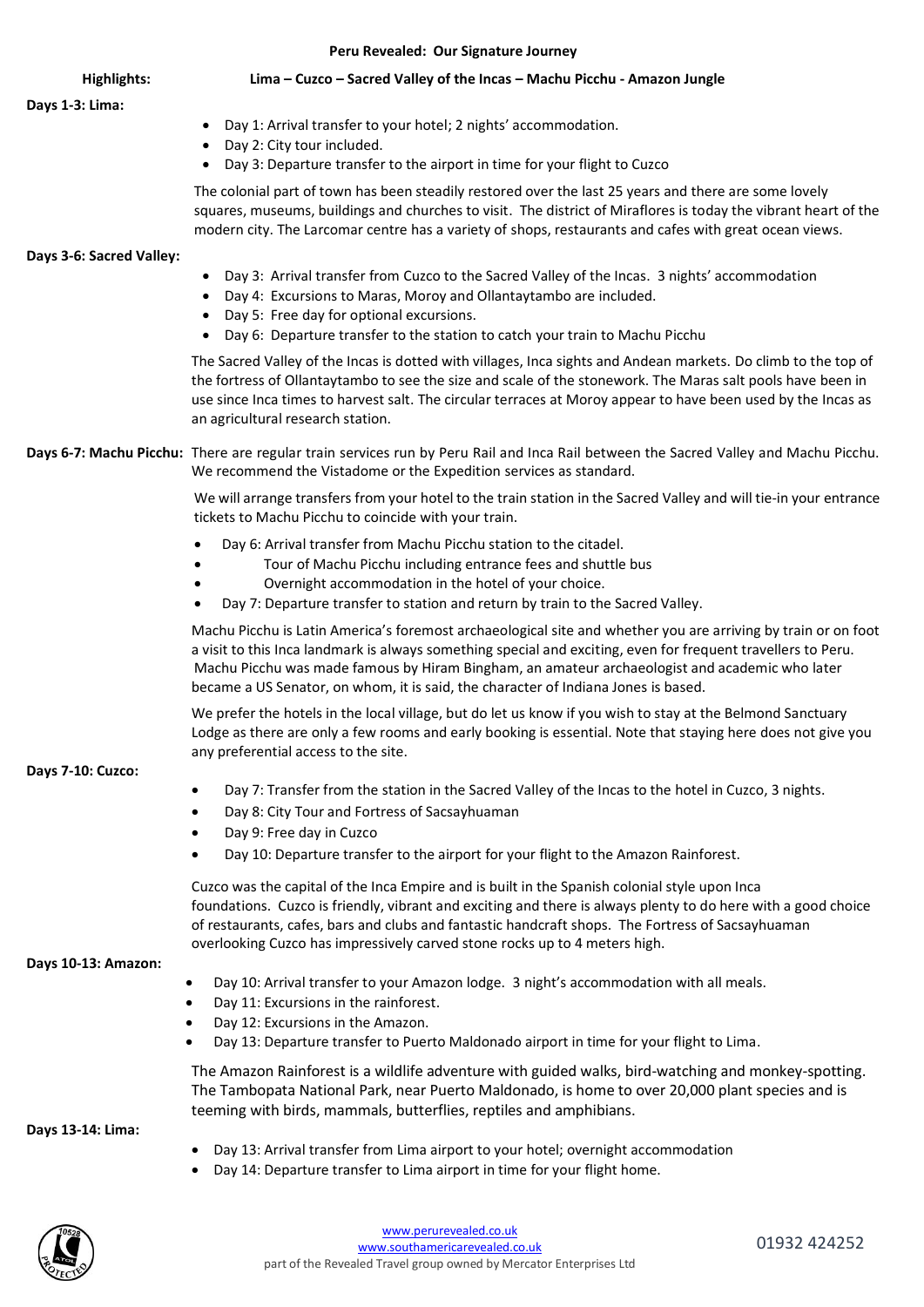# Peru Revealed: Our Signature Journey

**Highlights:** **Lima – Cuzco – Sacred Valley of the Incas – Machu Picchu - Amazon Jungle**

**Days 1-3: Lima:**

- Day 1: Arrival transfer to your hotel; 2 nights' accommodation.
- Day 2: City tour included.
- Day 3: Departure transfer to the airport in time for your flight to Cuzco

The colonial part of town has been steadily restored over the last 25 years and there are some lovely squares, museums, buildings and churches to visit. The district of Miraflores is today the vibrant heart of the modern city. The Larcomar centre has a variety of shops, restaurants and cafes with great ocean views.

**Days 3-6: Sacred Valley:**

- Day 3: Arrival transfer from Cuzco to the Sacred Valley of the Incas. 3 nights' accommodation
- Day 4: Excursions to Maras, Moroy and Ollantaytambo are included.
- Day 5: Free day for optional excursions.
- Day 6: Departure transfer to the station to catch your train to Machu Picchu

The Sacred Valley of the Incas is dotted with villages, Inca sights and Andean markets. Do climb to the top of the fortress of Ollantaytambo to see the size and scale of the stonework. The Maras salt pools have been in use since Inca times to harvest salt. The circular terraces at Moroy appear to have been used by the Incas as an agricultural research station.

**Days 6-7: Machu Picchu:** There are regular train services run by Peru Rail and Inca Rail between the Sacred Valley and Machu Picchu. We recommend the Vistadome or the Expedition services as standard.

We will arrange transfers from your hotel to the train station in the Sacred Valley and will tie-in your entrance tickets to Machu Picchu to coincide with your train.

- Day 6: Arrival transfer from Machu Picchu station to the citadel.
- Tour of Machu Picchu including entrance fees and shuttle bus
- Overnight accommodation in the hotel of your choice.
- Day 7: Departure transfer to station and return by train to the Sacred Valley.

Machu Picchu is Latin America's foremost archaeological site and whether you are arriving by train or on foot a visit to this Inca landmark is always something special and exciting, even for frequent travellers to Peru. Machu Picchu was made famous by Hiram Bingham, an amateur archaeologist and academic who later became a US Senator, on whom, it is said, the character of Indiana Jones is based.

We prefer the hotels in the local village, but do let us know if you wish to stay at the Belmond Sanctuary Lodge as there are only a few rooms and early booking is essential. Note that staying here does not give you any preferential access to the site.

**Days 7-10: Cuzco:**

- Day 7: Transfer from the station in the Sacred Valley of the Incas to the hotel in Cuzco, 3 nights.
- Day 8: City Tour and Fortress of Sacsayhuaman
- Day 9: Free day in Cuzco
- Day 10: Departure transfer to the airport for your flight to the Amazon Rainforest.

Cuzco was the capital of the Inca Empire and is built in the Spanish colonial style upon Inca foundations. Cuzco is friendly, vibrant and exciting and there is always plenty to do here with a good choice of restaurants, cafes, bars and clubs and fantastic handcraft shops. The Fortress of Sacsayhuaman overlooking Cuzco has impressively carved stone rocks up to 4 meters high.

**Days 10-13: Amazon:**

- Day 10: Arrival transfer to your Amazon lodge. 3 night's accommodation with all meals.
- Day 11: Excursions in the rainforest.
- Day 12: Excursions in the Amazon.
- Day 13: Departure transfer to Puerto Maldonado airport in time for your flight to Lima.

The Amazon Rainforest is a wildlife adventure with guided walks, bird-watching and monkey-spotting. The Tambopata National Park, near Puerto Maldonado, is home to over 20,000 plant species and is teeming with birds, mammals, butterflies, reptiles and amphibians.

**Days 13-14: Lima:**

- Day 13: Arrival transfer from Lima airport to your hotel; overnight accommodation
- Day 14: Departure transfer to Lima airport in time for your flight home.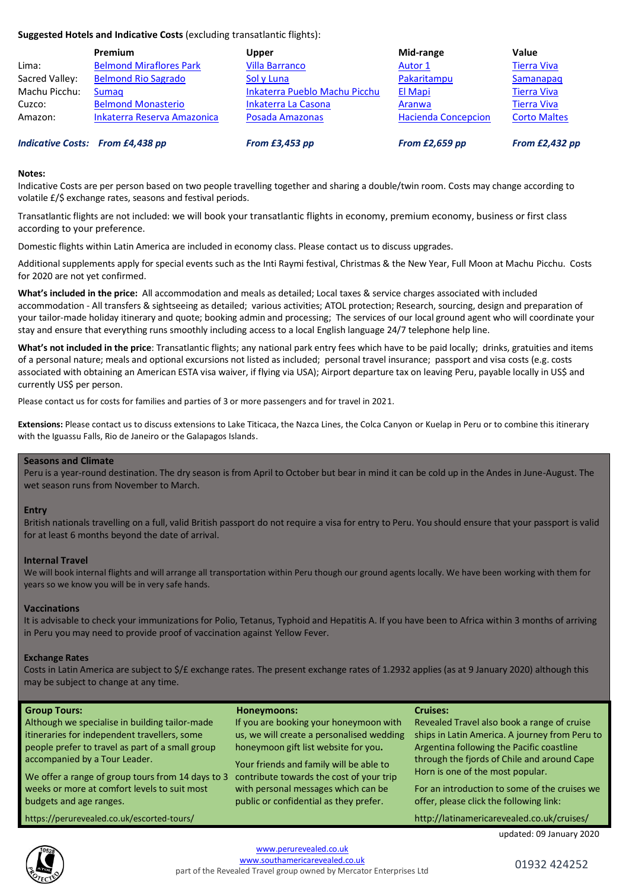**Suggested Hotels and Indicative Costs** (excluding transatlantic flights):

| | Premium | Upper | Mid-range | Value |
|---|---|---|---|---|
| Lima: | Belmond Miraflores Park | Villa Barranco | Autor 1 | Tierra Viva |
| Sacred Valley: | Belmond Rio Sagrado | Sol y Luna | Pakaritampu | Samanapaq |
| Machu Picchu: | Sumaq | Inkaterra Pueblo Machu Picchu | El Mapi | Tierra Viva |
| Cuzco: | Belmond Monasterio | Inkaterra La Casona | Aranwa | Tierra Viva |
| Amazon: | Inkaterra Reserva Amazonica | Posada Amazonas | Hacienda Concepcion | Corto Maltes |
| ***Indicative Costs:*** | ***From £4,438 pp*** | ***From £3,453 pp*** | ***From £2,659 pp*** | ***From £2,432 pp*** |

**Notes:**

Indicative Costs are per person based on two people travelling together and sharing a double/twin room. Costs may change according to volatile £/$ exchange rates, seasons and festival periods.

Transatlantic flights are not included: we will book your transatlantic flights in economy, premium economy, business or first class according to your preference.

Domestic flights within Latin America are included in economy class. Please contact us to discuss upgrades.

Additional supplements apply for special events such as the Inti Raymi festival, Christmas & the New Year, Full Moon at Machu Picchu. Costs for 2020 are not yet confirmed.

**What's included in the price:** All accommodation and meals as detailed; Local taxes & service charges associated with included accommodation - All transfers & sightseeing as detailed; various activities; ATOL protection; Research, sourcing, design and preparation of your tailor-made holiday itinerary and quote; booking admin and processing; The services of our local ground agent who will coordinate your stay and ensure that everything runs smoothly including access to a local English language 24/7 telephone help line.

**What's not included in the price**: Transatlantic flights; any national park entry fees which have to be paid locally; drinks, gratuities and items of a personal nature; meals and optional excursions not listed as included; personal travel insurance; passport and visa costs (e.g. costs associated with obtaining an American ESTA visa waiver, if flying via USA); Airport departure tax on leaving Peru, payable locally in US$ and currently US$ per person.

Please contact us for costs for families and parties of 3 or more passengers and for travel in 2021.

**Extensions:** Please contact us to discuss extensions to Lake Titicaca, the Nazca Lines, the Colca Canyon or Kuelap in Peru or to combine this itinerary with the Iguassu Falls, Rio de Janeiro or the Galapagos Islands.

**Seasons and Climate**

Peru is a year-round destination. The dry season is from April to October but bear in mind it can be cold up in the Andes in June-August. The wet season runs from November to March.

**Entry**

British nationals travelling on a full, valid British passport do not require a visa for entry to Peru. You should ensure that your passport is valid for at least 6 months beyond the date of arrival.

**Internal Travel**

We will book internal flights and will arrange all transportation within Peru though our ground agents locally. We have been working with them for years so we know you will be in very safe hands.

**Vaccinations**

It is advisable to check your immunizations for Polio, Tetanus, Typhoid and Hepatitis A. If you have been to Africa within 3 months of arriving in Peru you may need to provide proof of vaccination against Yellow Fever.

**Exchange Rates**

Costs in Latin America are subject to $/£ exchange rates. The present exchange rates of 1.2932 applies (as at 9 January 2020) although this may be subject to change at any time.

**Group Tours:**

Although we specialise in building tailor-made itineraries for independent travellers, some people prefer to travel as part of a small group accompanied by a Tour Leader.

We offer a range of group tours from 14 days to 3 weeks or more at comfort levels to suit most budgets and age ranges.

https://perurevealed.co.uk/escorted-tours/

**Honeymoons:**

If you are booking your honeymoon with us, we will create a personalised wedding honeymoon gift list website for you.

Your friends and family will be able to contribute towards the cost of your trip with personal messages which can be public or confidential as they prefer.

**Cruises:**

Revealed Travel also book a range of cruise ships in Latin America. A journey from Peru to Argentina following the Pacific coastline through the fjords of Chile and around Cape Horn is one of the most popular.

For an introduction to some of the cruises we offer, please click the following link:

http://latinamericarevealed.co.uk/cruises/

updated: 09 January 2020

www.perurevealed.co.uk
www.southamericarevealed.co.uk
part of the Revealed Travel group owned by Mercator Enterprises Ltd

01932 424252